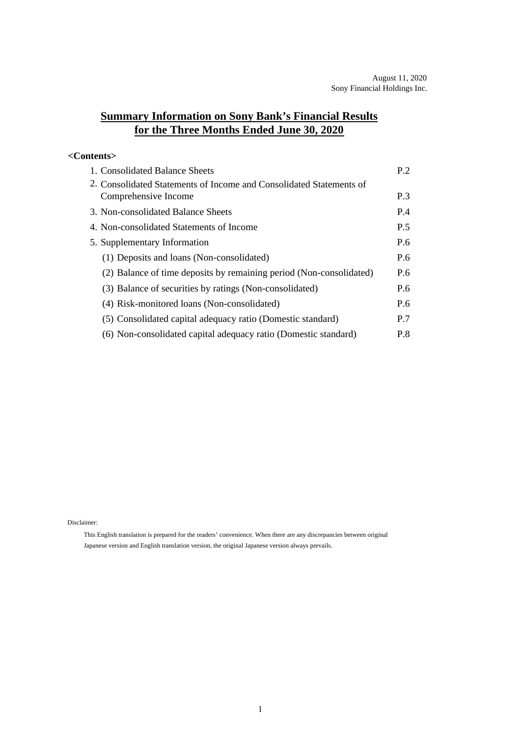August 11, 2020
Sony Financial Holdings Inc.

# Summary Information on Sony Bank's Financial Results for the Three Months Ended June 30, 2020

**<Contents>**

| | |
|---|---|
| 1. Consolidated Balance Sheets | P.2 |
| 2. Consolidated Statements of Income and Consolidated Statements of Comprehensive Income | P.3 |
| 3. Non-consolidated Balance Sheets | P.4 |
| 4. Non-consolidated Statements of Income | P.5 |
| 5. Supplementary Information | P.6 |
| (1) Deposits and loans (Non-consolidated) | P.6 |
| (2) Balance of time deposits by remaining period (Non-consolidated) | P.6 |
| (3) Balance of securities by ratings (Non-consolidated) | P.6 |
| (4) Risk-monitored loans (Non-consolidated) | P.6 |
| (5) Consolidated capital adequacy ratio (Domestic standard) | P.7 |
| (6) Non-consolidated capital adequacy ratio (Domestic standard) | P.8 |

Disclaimer:

This English translation is prepared for the readers' convenience. When there are any discrepancies between original Japanese version and English translation version, the original Japanese version always prevails.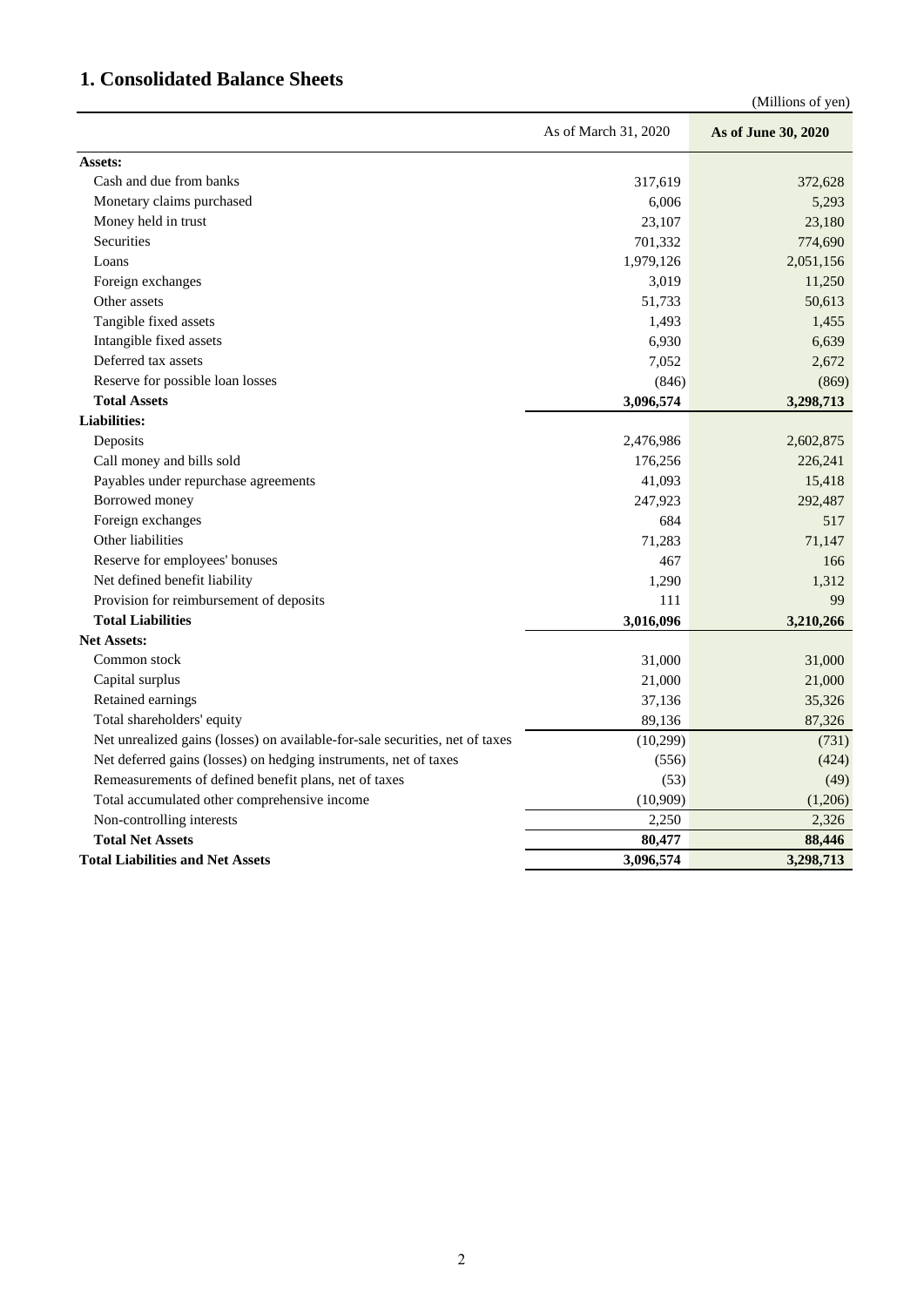# 1. Consolidated Balance Sheets

(Millions of yen)

| | As of March 31, 2020 | **As of June 30, 2020** |
|---|---|---|
| **Assets:** | | |
| Cash and due from banks | 317,619 | 372,628 |
| Monetary claims purchased | 6,006 | 5,293 |
| Money held in trust | 23,107 | 23,180 |
| Securities | 701,332 | 774,690 |
| Loans | 1,979,126 | 2,051,156 |
| Foreign exchanges | 3,019 | 11,250 |
| Other assets | 51,733 | 50,613 |
| Tangible fixed assets | 1,493 | 1,455 |
| Intangible fixed assets | 6,930 | 6,639 |
| Deferred tax assets | 7,052 | 2,672 |
| Reserve for possible loan losses | (846) | (869) |
| **Total Assets** | **3,096,574** | **3,298,713** |
| **Liabilities:** | | |
| Deposits | 2,476,986 | 2,602,875 |
| Call money and bills sold | 176,256 | 226,241 |
| Payables under repurchase agreements | 41,093 | 15,418 |
| Borrowed money | 247,923 | 292,487 |
| Foreign exchanges | 684 | 517 |
| Other liabilities | 71,283 | 71,147 |
| Reserve for employees' bonuses | 467 | 166 |
| Net defined benefit liability | 1,290 | 1,312 |
| Provision for reimbursement of deposits | 111 | 99 |
| **Total Liabilities** | **3,016,096** | **3,210,266** |
| **Net Assets:** | | |
| Common stock | 31,000 | 31,000 |
| Capital surplus | 21,000 | 21,000 |
| Retained earnings | 37,136 | 35,326 |
| Total shareholders' equity | 89,136 | 87,326 |
| Net unrealized gains (losses) on available-for-sale securities, net of taxes | (10,299) | (731) |
| Net deferred gains (losses) on hedging instruments, net of taxes | (556) | (424) |
| Remeasurements of defined benefit plans, net of taxes | (53) | (49) |
| Total accumulated other comprehensive income | (10,909) | (1,206) |
| Non-controlling interests | 2,250 | 2,326 |
| **Total Net Assets** | **80,477** | **88,446** |
| **Total Liabilities and Net Assets** | **3,096,574** | **3,298,713** |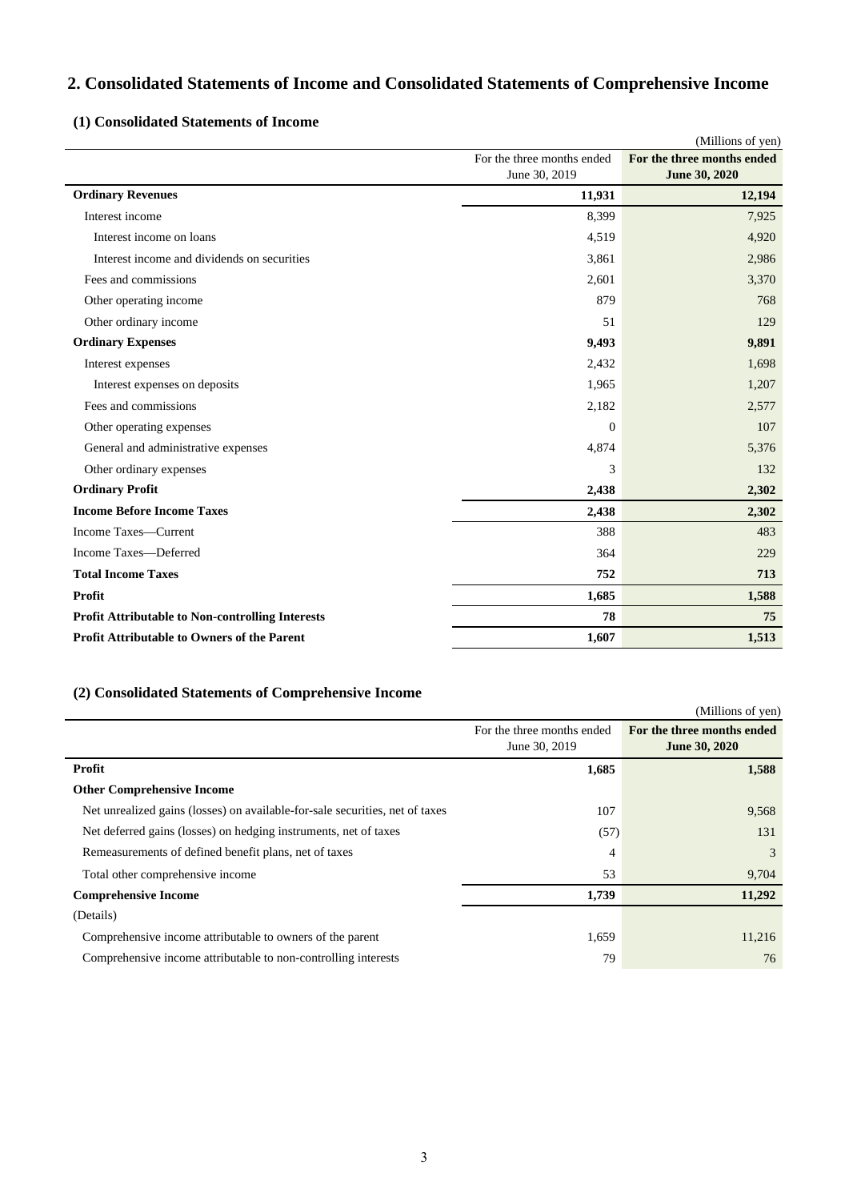## 2. Consolidated Statements of Income and Consolidated Statements of Comprehensive Income

### (1) Consolidated Statements of Income

(Millions of yen)

| | For the three months ended June 30, 2019 | **For the three months ended June 30, 2020** |
|---|---|---|
| **Ordinary Revenues** | **11,931** | **12,194** |
| Interest income | 8,399 | 7,925 |
| Interest income on loans | 4,519 | 4,920 |
| Interest income and dividends on securities | 3,861 | 2,986 |
| Fees and commissions | 2,601 | 3,370 |
| Other operating income | 879 | 768 |
| Other ordinary income | 51 | 129 |
| **Ordinary Expenses** | **9,493** | **9,891** |
| Interest expenses | 2,432 | 1,698 |
| Interest expenses on deposits | 1,965 | 1,207 |
| Fees and commissions | 2,182 | 2,577 |
| Other operating expenses | 0 | 107 |
| General and administrative expenses | 4,874 | 5,376 |
| Other ordinary expenses | 3 | 132 |
| **Ordinary Profit** | **2,438** | **2,302** |
| **Income Before Income Taxes** | **2,438** | **2,302** |
| Income Taxes—Current | 388 | 483 |
| Income Taxes—Deferred | 364 | 229 |
| **Total Income Taxes** | **752** | **713** |
| **Profit** | **1,685** | **1,588** |
| **Profit Attributable to Non-controlling Interests** | **78** | **75** |
| **Profit Attributable to Owners of the Parent** | **1,607** | **1,513** |

### (2) Consolidated Statements of Comprehensive Income

(Millions of yen)

| | For the three months ended June 30, 2019 | **For the three months ended June 30, 2020** |
|---|---|---|
| **Profit** | **1,685** | **1,588** |
| **Other Comprehensive Income** | | |
| Net unrealized gains (losses) on available-for-sale securities, net of taxes | 107 | 9,568 |
| Net deferred gains (losses) on hedging instruments, net of taxes | (57) | 131 |
| Remeasurements of defined benefit plans, net of taxes | 4 | 3 |
| Total other comprehensive income | 53 | 9,704 |
| **Comprehensive Income** | **1,739** | **11,292** |
| (Details) | | |
| Comprehensive income attributable to owners of the parent | 1,659 | 11,216 |
| Comprehensive income attributable to non-controlling interests | 79 | 76 |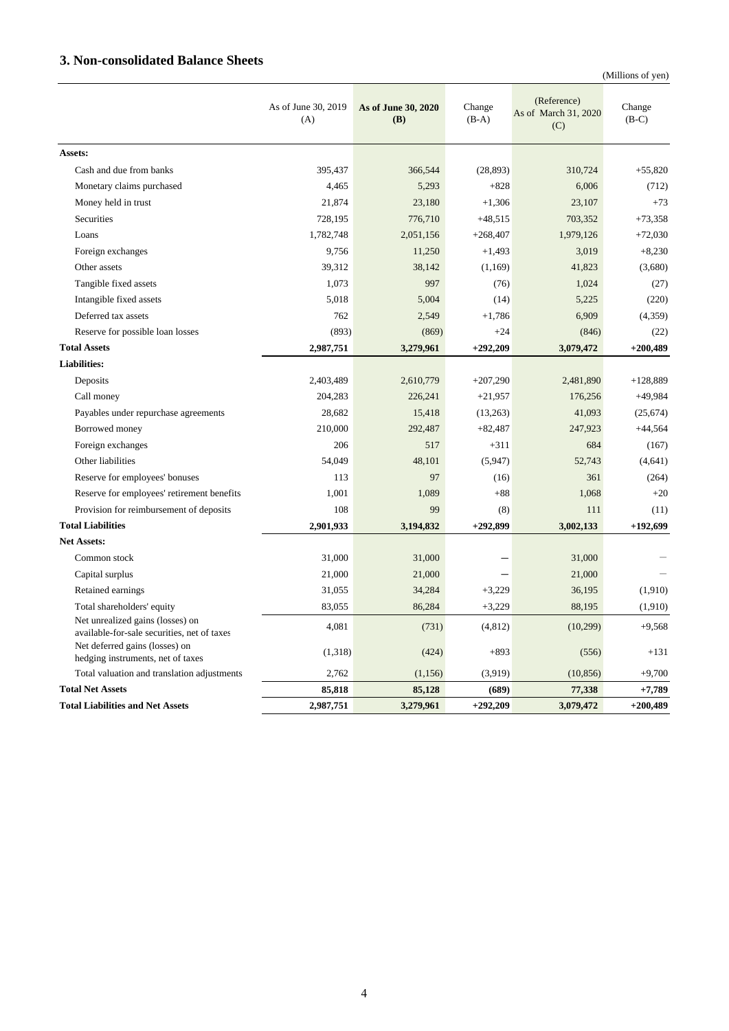## 3. Non-consolidated Balance Sheets

(Millions of yen)

| | As of June 30, 2019 (A) | **As of June 30, 2020 (B)** | Change (B-A) | (Reference) As of March 31, 2020 (C) | Change (B-C) |
|---|---|---|---|---|---|
| **Assets:** | | | | | |
| Cash and due from banks | 395,437 | 366,544 | (28,893) | 310,724 | +55,820 |
| Monetary claims purchased | 4,465 | 5,293 | +828 | 6,006 | (712) |
| Money held in trust | 21,874 | 23,180 | +1,306 | 23,107 | +73 |
| Securities | 728,195 | 776,710 | +48,515 | 703,352 | +73,358 |
| Loans | 1,782,748 | 2,051,156 | +268,407 | 1,979,126 | +72,030 |
| Foreign exchanges | 9,756 | 11,250 | +1,493 | 3,019 | +8,230 |
| Other assets | 39,312 | 38,142 | (1,169) | 41,823 | (3,680) |
| Tangible fixed assets | 1,073 | 997 | (76) | 1,024 | (27) |
| Intangible fixed assets | 5,018 | 5,004 | (14) | 5,225 | (220) |
| Deferred tax assets | 762 | 2,549 | +1,786 | 6,909 | (4,359) |
| Reserve for possible loan losses | (893) | (869) | +24 | (846) | (22) |
| **Total Assets** | **2,987,751** | **3,279,961** | **+292,209** | **3,079,472** | **+200,489** |
| **Liabilities:** | | | | | |
| Deposits | 2,403,489 | 2,610,779 | +207,290 | 2,481,890 | +128,889 |
| Call money | 204,283 | 226,241 | +21,957 | 176,256 | +49,984 |
| Payables under repurchase agreements | 28,682 | 15,418 | (13,263) | 41,093 | (25,674) |
| Borrowed money | 210,000 | 292,487 | +82,487 | 247,923 | +44,564 |
| Foreign exchanges | 206 | 517 | +311 | 684 | (167) |
| Other liabilities | 54,049 | 48,101 | (5,947) | 52,743 | (4,641) |
| Reserve for employees' bonuses | 113 | 97 | (16) | 361 | (264) |
| Reserve for employees' retirement benefits | 1,001 | 1,089 | +88 | 1,068 | +20 |
| Provision for reimbursement of deposits | 108 | 99 | (8) | 111 | (11) |
| **Total Liabilities** | **2,901,933** | **3,194,832** | **+292,899** | **3,002,133** | **+192,699** |
| **Net Assets:** | | | | | |
| Common stock | 31,000 | 31,000 | – | 31,000 | – |
| Capital surplus | 21,000 | 21,000 | – | 21,000 | – |
| Retained earnings | 31,055 | 34,284 | +3,229 | 36,195 | (1,910) |
| Total shareholders' equity | 83,055 | 86,284 | +3,229 | 88,195 | (1,910) |
| Net unrealized gains (losses) on available-for-sale securities, net of taxes | 4,081 | (731) | (4,812) | (10,299) | +9,568 |
| Net deferred gains (losses) on hedging instruments, net of taxes | (1,318) | (424) | +893 | (556) | +131 |
| Total valuation and translation adjustments | 2,762 | (1,156) | (3,919) | (10,856) | +9,700 |
| **Total Net Assets** | **85,818** | **85,128** | **(689)** | **77,338** | **+7,789** |
| **Total Liabilities and Net Assets** | **2,987,751** | **3,279,961** | **+292,209** | **3,079,472** | **+200,489** |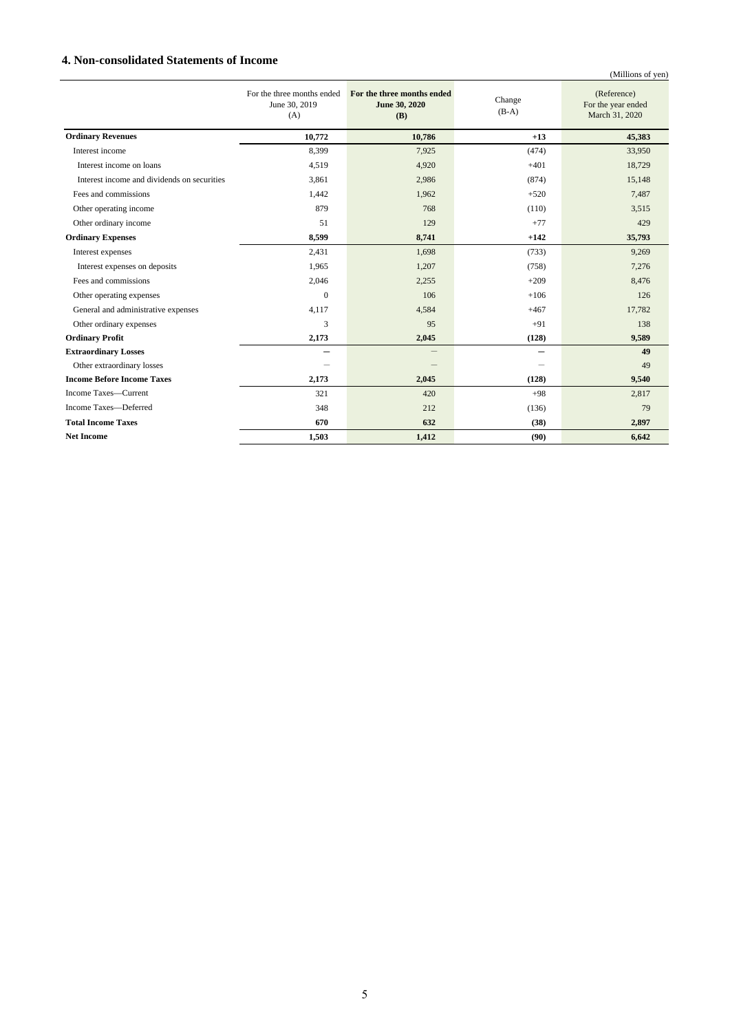## 4. Non-consolidated Statements of Income

(Millions of yen)

| | For the three months ended June 30, 2019 (A) | **For the three months ended June 30, 2020 (B)** | Change (B-A) | (Reference) For the year ended March 31, 2020 |
|---|---|---|---|---|
| **Ordinary Revenues** | **10,772** | **10,786** | **+13** | **45,383** |
| Interest income | 8,399 | 7,925 | (474) | 33,950 |
| Interest income on loans | 4,519 | 4,920 | +401 | 18,729 |
| Interest income and dividends on securities | 3,861 | 2,986 | (874) | 15,148 |
| Fees and commissions | 1,442 | 1,962 | +520 | 7,487 |
| Other operating income | 879 | 768 | (110) | 3,515 |
| Other ordinary income | 51 | 129 | +77 | 429 |
| **Ordinary Expenses** | **8,599** | **8,741** | **+142** | **35,793** |
| Interest expenses | 2,431 | 1,698 | (733) | 9,269 |
| Interest expenses on deposits | 1,965 | 1,207 | (758) | 7,276 |
| Fees and commissions | 2,046 | 2,255 | +209 | 8,476 |
| Other operating expenses | 0 | 106 | +106 | 126 |
| General and administrative expenses | 4,117 | 4,584 | +467 | 17,782 |
| Other ordinary expenses | 3 | 95 | +91 | 138 |
| **Ordinary Profit** | **2,173** | **2,045** | **(128)** | **9,589** |
| **Extraordinary Losses** | **—** | **—** | **—** | **49** |
| Other extraordinary losses | — | — | — | 49 |
| **Income Before Income Taxes** | **2,173** | **2,045** | **(128)** | **9,540** |
| Income Taxes—Current | 321 | 420 | +98 | 2,817 |
| Income Taxes—Deferred | 348 | 212 | (136) | 79 |
| **Total Income Taxes** | **670** | **632** | **(38)** | **2,897** |
| **Net Income** | **1,503** | **1,412** | **(90)** | **6,642** |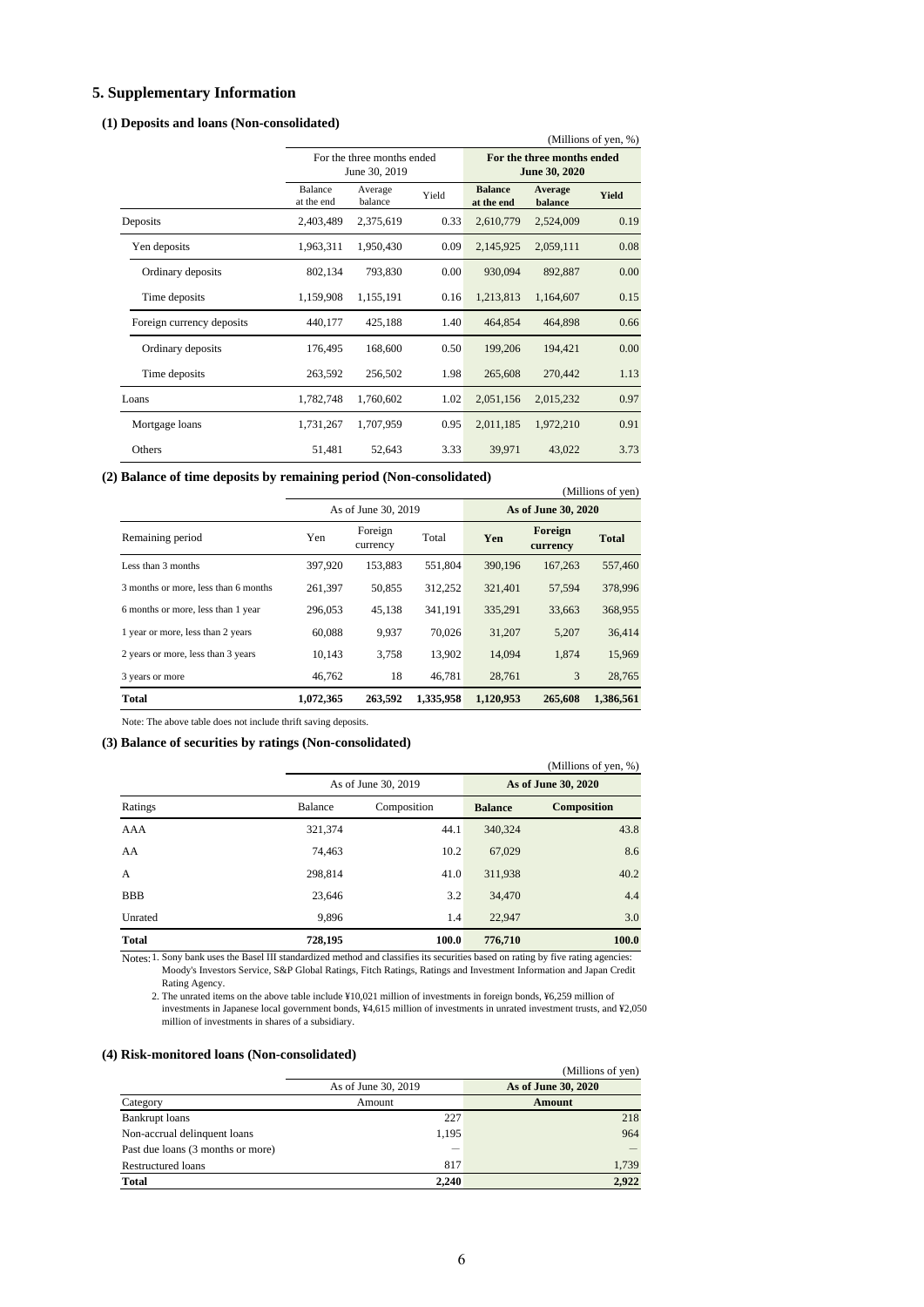## 5. Supplementary Information

### (1) Deposits and loans (Non-consolidated)

(Millions of yen, %)

| | For the three months ended June 30, 2019 | | | **For the three months ended June 30, 2020** | | |
|---|---|---|---|---|---|---|
| | Balance at the end | Average balance | Yield | **Balance at the end** | **Average balance** | **Yield** |
| Deposits | 2,403,489 | 2,375,619 | 0.33 | 2,610,779 | 2,524,009 | 0.19 |
| Yen deposits | 1,963,311 | 1,950,430 | 0.09 | 2,145,925 | 2,059,111 | 0.08 |
| Ordinary deposits | 802,134 | 793,830 | 0.00 | 930,094 | 892,887 | 0.00 |
| Time deposits | 1,159,908 | 1,155,191 | 0.16 | 1,213,813 | 1,164,607 | 0.15 |
| Foreign currency deposits | 440,177 | 425,188 | 1.40 | 464,854 | 464,898 | 0.66 |
| Ordinary deposits | 176,495 | 168,600 | 0.50 | 199,206 | 194,421 | 0.00 |
| Time deposits | 263,592 | 256,502 | 1.98 | 265,608 | 270,442 | 1.13 |
| Loans | 1,782,748 | 1,760,602 | 1.02 | 2,051,156 | 2,015,232 | 0.97 |
| Mortgage loans | 1,731,267 | 1,707,959 | 0.95 | 2,011,185 | 1,972,210 | 0.91 |
| Others | 51,481 | 52,643 | 3.33 | 39,971 | 43,022 | 3.73 |

### (2) Balance of time deposits by remaining period (Non-consolidated)

(Millions of yen)

| | As of June 30, 2019 | | | **As of June 30, 2020** | | |
|---|---|---|---|---|---|---|
| Remaining period | Yen | Foreign currency | Total | **Yen** | **Foreign currency** | **Total** |
| Less than 3 months | 397,920 | 153,883 | 551,804 | 390,196 | 167,263 | 557,460 |
| 3 months or more, less than 6 months | 261,397 | 50,855 | 312,252 | 321,401 | 57,594 | 378,996 |
| 6 months or more, less than 1 year | 296,053 | 45,138 | 341,191 | 335,291 | 33,663 | 368,955 |
| 1 year or more, less than 2 years | 60,088 | 9,937 | 70,026 | 31,207 | 5,207 | 36,414 |
| 2 years or more, less than 3 years | 10,143 | 3,758 | 13,902 | 14,094 | 1,874 | 15,969 |
| 3 years or more | 46,762 | 18 | 46,781 | 28,761 | 3 | 28,765 |
| **Total** | **1,072,365** | **263,592** | **1,335,958** | **1,120,953** | **265,608** | **1,386,561** |

Note: The above table does not include thrift saving deposits.

### (3) Balance of securities by ratings (Non-consolidated)

(Millions of yen, %)

| | As of June 30, 2019 | | **As of June 30, 2020** | |
|---|---|---|---|---|
| Ratings | Balance | Composition | **Balance** | **Composition** |
| AAA | 321,374 | 44.1 | 340,324 | 43.8 |
| AA | 74,463 | 10.2 | 67,029 | 8.6 |
| A | 298,814 | 41.0 | 311,938 | 40.2 |
| BBB | 23,646 | 3.2 | 34,470 | 4.4 |
| Unrated | 9,896 | 1.4 | 22,947 | 3.0 |
| **Total** | **728,195** | **100.0** | **776,710** | **100.0** |

Notes: 1. Sony bank uses the Basel III standardized method and classifies its securities based on rating by five rating agencies: Moody's Investors Service, S&P Global Ratings, Fitch Ratings, Ratings and Investment Information and Japan Credit Rating Agency.

2. The unrated items on the above table include ¥10,021 million of investments in foreign bonds, ¥6,259 million of investments in Japanese local government bonds, ¥4,615 million of investments in unrated investment trusts, and ¥2,050 million of investments in shares of a subsidiary.

### (4) Risk-monitored loans (Non-consolidated)

(Millions of yen)

| | As of June 30, 2019 | **As of June 30, 2020** |
|---|---|---|
| Category | Amount | **Amount** |
| Bankrupt loans | 227 | 218 |
| Non-accrual delinquent loans | 1,195 | 964 |
| Past due loans (3 months or more) | — | — |
| Restructured loans | 817 | 1,739 |
| **Total** | **2,240** | **2,922** |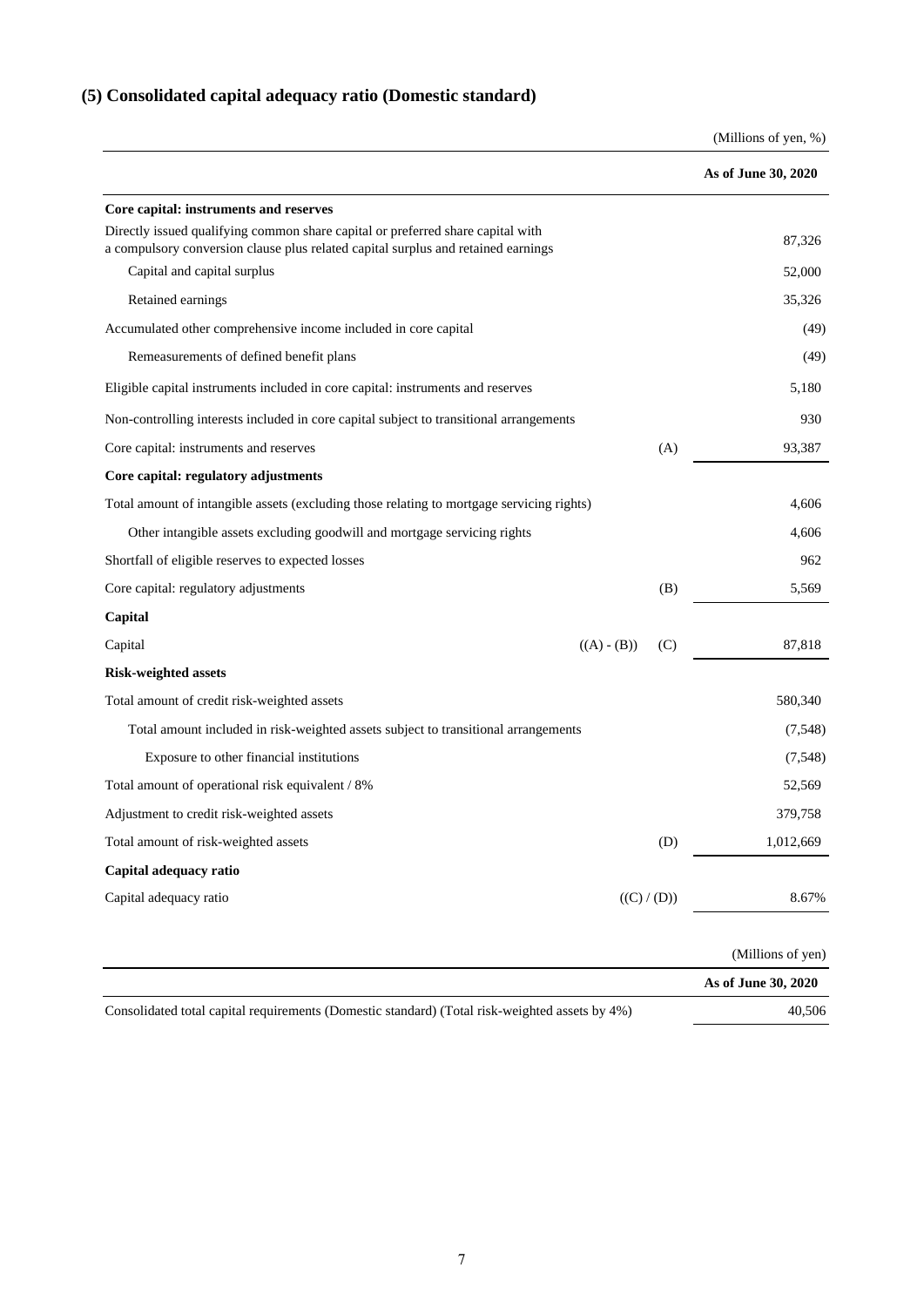## (5) Consolidated capital adequacy ratio (Domestic standard)

(Millions of yen, %)

| | | As of June 30, 2020 |
|---|---|---|
| **Core capital: instruments and reserves** | | |
| Directly issued qualifying common share capital or preferred share capital with a compulsory conversion clause plus related capital surplus and retained earnings | | 87,326 |
| Capital and capital surplus | | 52,000 |
| Retained earnings | | 35,326 |
| Accumulated other comprehensive income included in core capital | | (49) |
| Remeasurements of defined benefit plans | | (49) |
| Eligible capital instruments included in core capital: instruments and reserves | | 5,180 |
| Non-controlling interests included in core capital subject to transitional arrangements | | 930 |
| Core capital: instruments and reserves | (A) | 93,387 |
| **Core capital: regulatory adjustments** | | |
| Total amount of intangible assets (excluding those relating to mortgage servicing rights) | | 4,606 |
| Other intangible assets excluding goodwill and mortgage servicing rights | | 4,606 |
| Shortfall of eligible reserves to expected losses | | 962 |
| Core capital: regulatory adjustments | (B) | 5,569 |
| **Capital** | | |
| Capital | ((A) - (B)) (C) | 87,818 |
| **Risk-weighted assets** | | |
| Total amount of credit risk-weighted assets | | 580,340 |
| Total amount included in risk-weighted assets subject to transitional arrangements | | (7,548) |
| Exposure to other financial institutions | | (7,548) |
| Total amount of operational risk equivalent / 8% | | 52,569 |
| Adjustment to credit risk-weighted assets | | 379,758 |
| Total amount of risk-weighted assets | (D) | 1,012,669 |
| **Capital adequacy ratio** | | |
| Capital adequacy ratio | ((C) / (D)) | 8.67% |

(Millions of yen)

| | As of June 30, 2020 |
|---|---|
| Consolidated total capital requirements (Domestic standard) (Total risk-weighted assets by 4%) | 40,506 |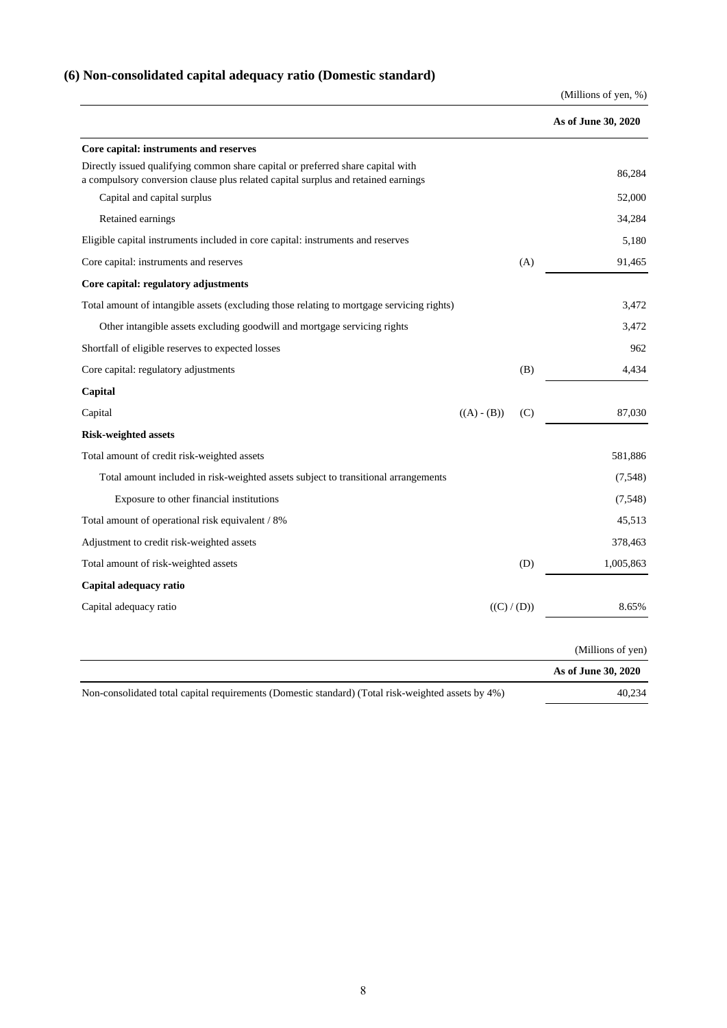## (6) Non-consolidated capital adequacy ratio (Domestic standard)

(Millions of yen, %)

| | | | As of June 30, 2020 |
|---|---|---|---|
| **Core capital: instruments and reserves** | | | |
| Directly issued qualifying common share capital or preferred share capital with a compulsory conversion clause plus related capital surplus and retained earnings | | | 86,284 |
| Capital and capital surplus | | | 52,000 |
| Retained earnings | | | 34,284 |
| Eligible capital instruments included in core capital: instruments and reserves | | | 5,180 |
| Core capital: instruments and reserves | | (A) | 91,465 |
| **Core capital: regulatory adjustments** | | | |
| Total amount of intangible assets (excluding those relating to mortgage servicing rights) | | | 3,472 |
| Other intangible assets excluding goodwill and mortgage servicing rights | | | 3,472 |
| Shortfall of eligible reserves to expected losses | | | 962 |
| Core capital: regulatory adjustments | | (B) | 4,434 |
| **Capital** | | | |
| Capital | ((A) - (B)) | (C) | 87,030 |
| **Risk-weighted assets** | | | |
| Total amount of credit risk-weighted assets | | | 581,886 |
| Total amount included in risk-weighted assets subject to transitional arrangements | | | (7,548) |
| Exposure to other financial institutions | | | (7,548) |
| Total amount of operational risk equivalent / 8% | | | 45,513 |
| Adjustment to credit risk-weighted assets | | | 378,463 |
| Total amount of risk-weighted assets | | (D) | 1,005,863 |
| **Capital adequacy ratio** | | | |
| Capital adequacy ratio | ((C) / (D)) | | 8.65% |

(Millions of yen)

| | As of June 30, 2020 |
|---|---|
| Non-consolidated total capital requirements (Domestic standard) (Total risk-weighted assets by 4%) | 40,234 |